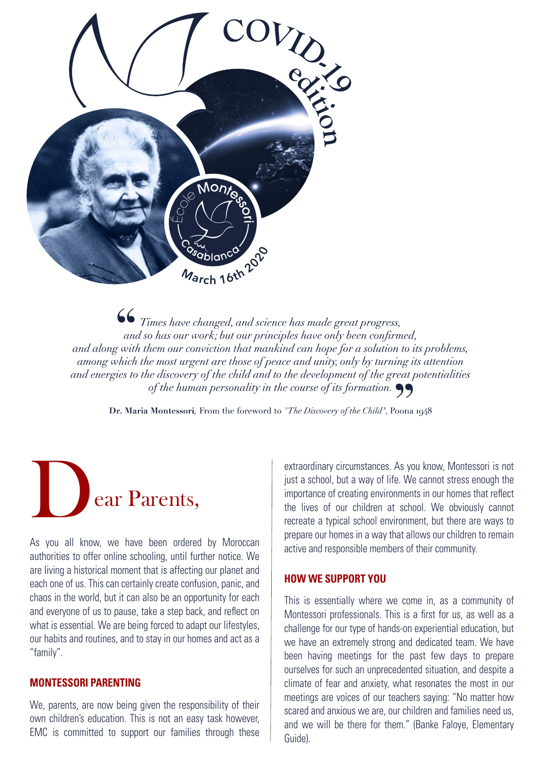# COVID-19 edition

École Montessori Casablanca

March 16th 2020

> *"Times have changed, and science has made great progress, and so has our work; but our principles have only been confirmed, and along with them our conviction that mankind can hope for a solution to its problems, among which the most urgent are those of peace and unity, only by turning its attention and energies to the discovery of the child and to the development of the great potentialities of the human personality in the course of its formation."*
>
> **Dr. Maria Montessori**, From the foreword to *"The Discovery of the Child"*, Poona 1948

# Dear Parents,

As you all know, we have been ordered by Moroccan authorities to offer online schooling, until further notice. We are living a historical moment that is affecting our planet and each one of us. This can certainly create confusion, panic, and chaos in the world, but it can also be an opportunity for each and everyone of us to pause, take a step back, and reflect on what is essential. We are being forced to adapt our lifestyles, our habits and routines, and to stay in our homes and act as a "family".

## MONTESSORI PARENTING

We, parents, are now being given the responsibility of their own children's education. This is not an easy task however, EMC is committed to support our families through these extraordinary circumstances. As you know, Montessori is not just a school, but a way of life. We cannot stress enough the importance of creating environments in our homes that reflect the lives of our children at school. We obviously cannot recreate a typical school environment, but there are ways to prepare our homes in a way that allows our children to remain active and responsible members of their community.

## HOW WE SUPPORT YOU

This is essentially where we come in, as a community of Montessori professionals. This is a first for us, as well as a challenge for our type of hands-on experiential education, but we have an extremely strong and dedicated team. We have been having meetings for the past few days to prepare ourselves for such an unprecedented situation, and despite a climate of fear and anxiety, what resonates the most in our meetings are voices of our teachers saying: "No matter how scared and anxious we are, our children and families need us, and we will be there for them." (Banke Faloye, Elementary Guide).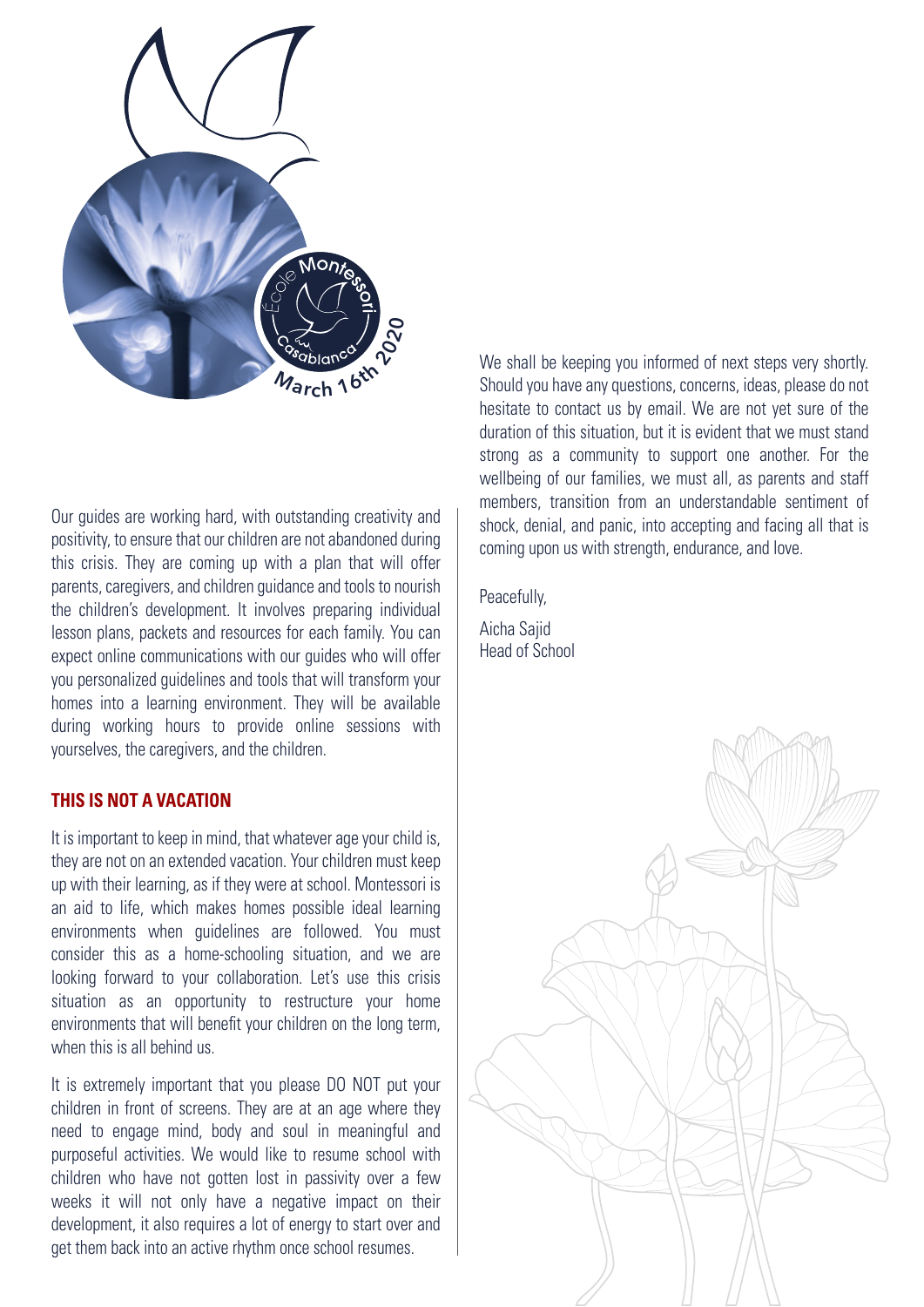École Montessori Casablanca

March 16th 2020

Our guides are working hard, with outstanding creativity and positivity, to ensure that our children are not abandoned during this crisis. They are coming up with a plan that will offer parents, caregivers, and children guidance and tools to nourish the children's development. It involves preparing individual lesson plans, packets and resources for each family. You can expect online communications with our guides who will offer you personalized guidelines and tools that will transform your homes into a learning environment. They will be available during working hours to provide online sessions with yourselves, the caregivers, and the children.

## THIS IS NOT A VACATION

It is important to keep in mind, that whatever age your child is, they are not on an extended vacation. Your children must keep up with their learning, as if they were at school. Montessori is an aid to life, which makes homes possible ideal learning environments when guidelines are followed. You must consider this as a home-schooling situation, and we are looking forward to your collaboration. Let's use this crisis situation as an opportunity to restructure your home environments that will benefit your children on the long term, when this is all behind us.

It is extremely important that you please DO NOT put your children in front of screens. They are at an age where they need to engage mind, body and soul in meaningful and purposeful activities. We would like to resume school with children who have not gotten lost in passivity over a few weeks it will not only have a negative impact on their development, it also requires a lot of energy to start over and get them back into an active rhythm once school resumes.

We shall be keeping you informed of next steps very shortly. Should you have any questions, concerns, ideas, please do not hesitate to contact us by email. We are not yet sure of the duration of this situation, but it is evident that we must stand strong as a community to support one another. For the wellbeing of our families, we must all, as parents and staff members, transition from an understandable sentiment of shock, denial, and panic, into accepting and facing all that is coming upon us with strength, endurance, and love.

Peacefully,

Aicha Sajid
Head of School